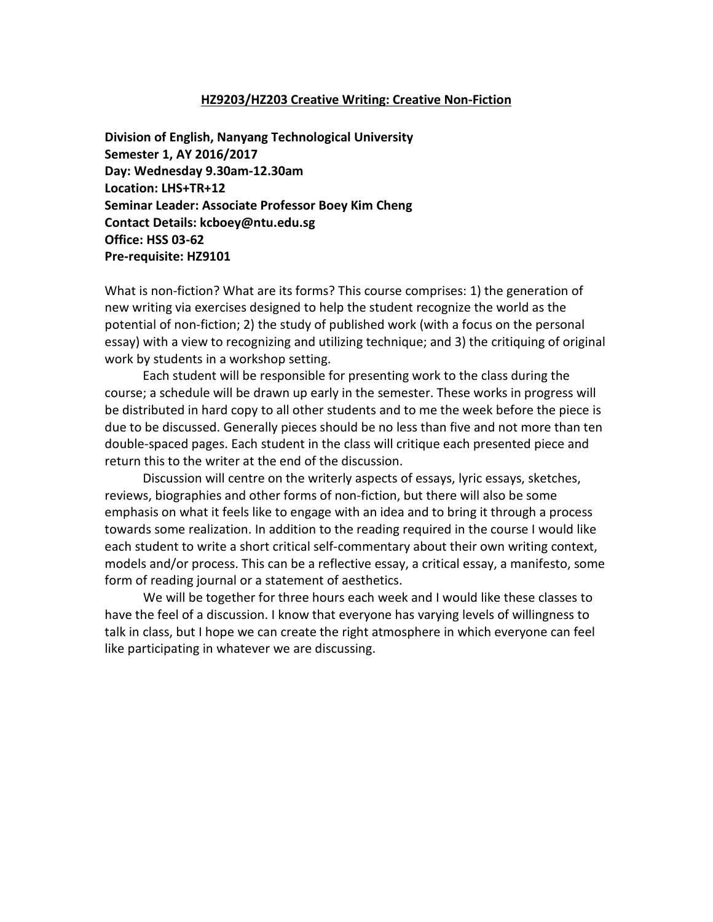# HZ9203/HZ203 Creative Writing: Creative Non-Fiction

**Division of English, Nanyang Technological University**
**Semester 1, AY 2016/2017**
**Day: Wednesday 9.30am-12.30am**
**Location: LHS+TR+12**
**Seminar Leader: Associate Professor Boey Kim Cheng**
**Contact Details: kcboey@ntu.edu.sg**
**Office: HSS 03-62**
**Pre-requisite: HZ9101**

What is non-fiction? What are its forms? This course comprises: 1) the generation of new writing via exercises designed to help the student recognize the world as the potential of non-fiction; 2) the study of published work (with a focus on the personal essay) with a view to recognizing and utilizing technique; and 3) the critiquing of original work by students in a workshop setting.

Each student will be responsible for presenting work to the class during the course; a schedule will be drawn up early in the semester. These works in progress will be distributed in hard copy to all other students and to me the week before the piece is due to be discussed. Generally pieces should be no less than five and not more than ten double-spaced pages. Each student in the class will critique each presented piece and return this to the writer at the end of the discussion.

Discussion will centre on the writerly aspects of essays, lyric essays, sketches, reviews, biographies and other forms of non-fiction, but there will also be some emphasis on what it feels like to engage with an idea and to bring it through a process towards some realization. In addition to the reading required in the course I would like each student to write a short critical self-commentary about their own writing context, models and/or process. This can be a reflective essay, a critical essay, a manifesto, some form of reading journal or a statement of aesthetics.

We will be together for three hours each week and I would like these classes to have the feel of a discussion. I know that everyone has varying levels of willingness to talk in class, but I hope we can create the right atmosphere in which everyone can feel like participating in whatever we are discussing.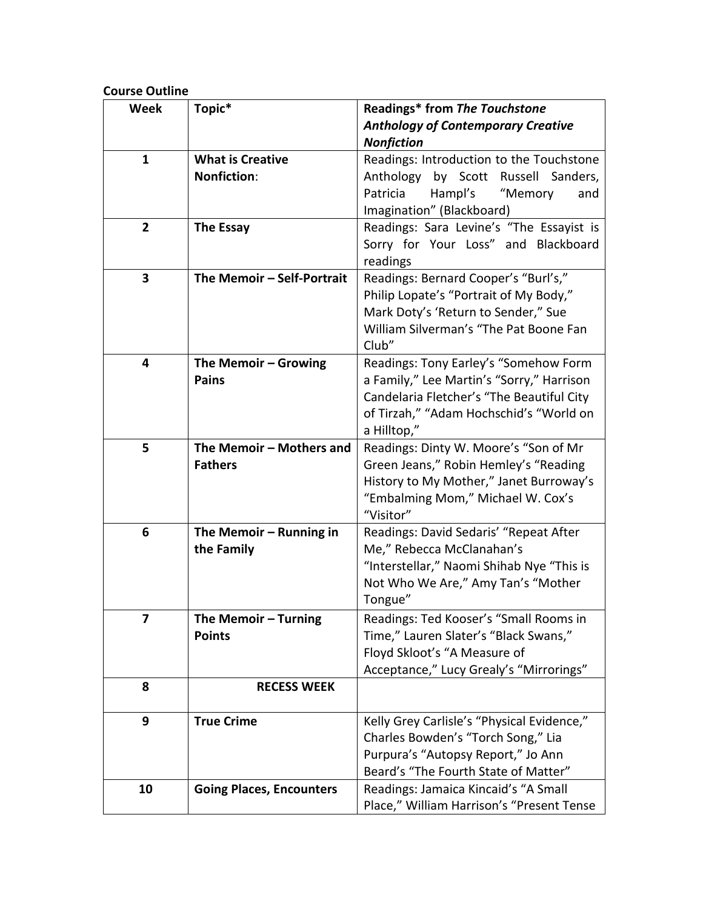**Course Outline**

| Week | Topic* | Readings* from ***The Touchstone Anthology of Contemporary Creative Nonfiction*** |
|---|---|---|
| 1 | **What is Creative Nonfiction**: | Readings: Introduction to the Touchstone Anthology by Scott Russell Sanders, Patricia Hampl's "Memory and Imagination" (Blackboard) |
| 2 | **The Essay** | Readings: Sara Levine's "The Essayist is Sorry for Your Loss" and Blackboard readings |
| 3 | **The Memoir – Self-Portrait** | Readings: Bernard Cooper's "Burl's," Philip Lopate's "Portrait of My Body," Mark Doty's 'Return to Sender," Sue William Silverman's "The Pat Boone Fan Club" |
| 4 | **The Memoir – Growing Pains** | Readings: Tony Earley's "Somehow Form a Family," Lee Martin's "Sorry," Harrison Candelaria Fletcher's "The Beautiful City of Tirzah," "Adam Hochschid's "World on a Hilltop," |
| 5 | **The Memoir – Mothers and Fathers** | Readings: Dinty W. Moore's "Son of Mr Green Jeans," Robin Hemley's "Reading History to My Mother," Janet Burroway's "Embalming Mom," Michael W. Cox's "Visitor" |
| 6 | **The Memoir – Running in the Family** | Readings: David Sedaris' "Repeat After Me," Rebecca McClanahan's "Interstellar," Naomi Shihab Nye "This is Not Who We Are," Amy Tan's "Mother Tongue" |
| 7 | **The Memoir – Turning Points** | Readings: Ted Kooser's "Small Rooms in Time," Lauren Slater's "Black Swans," Floyd Skloot's "A Measure of Acceptance," Lucy Grealy's "Mirrorings" |
| 8 | **RECESS WEEK** | |
| 9 | **True Crime** | Kelly Grey Carlisle's "Physical Evidence," Charles Bowden's "Torch Song," Lia Purpura's "Autopsy Report," Jo Ann Beard's "The Fourth State of Matter" |
| 10 | **Going Places, Encounters** | Readings: Jamaica Kincaid's "A Small Place," William Harrison's "Present Tense |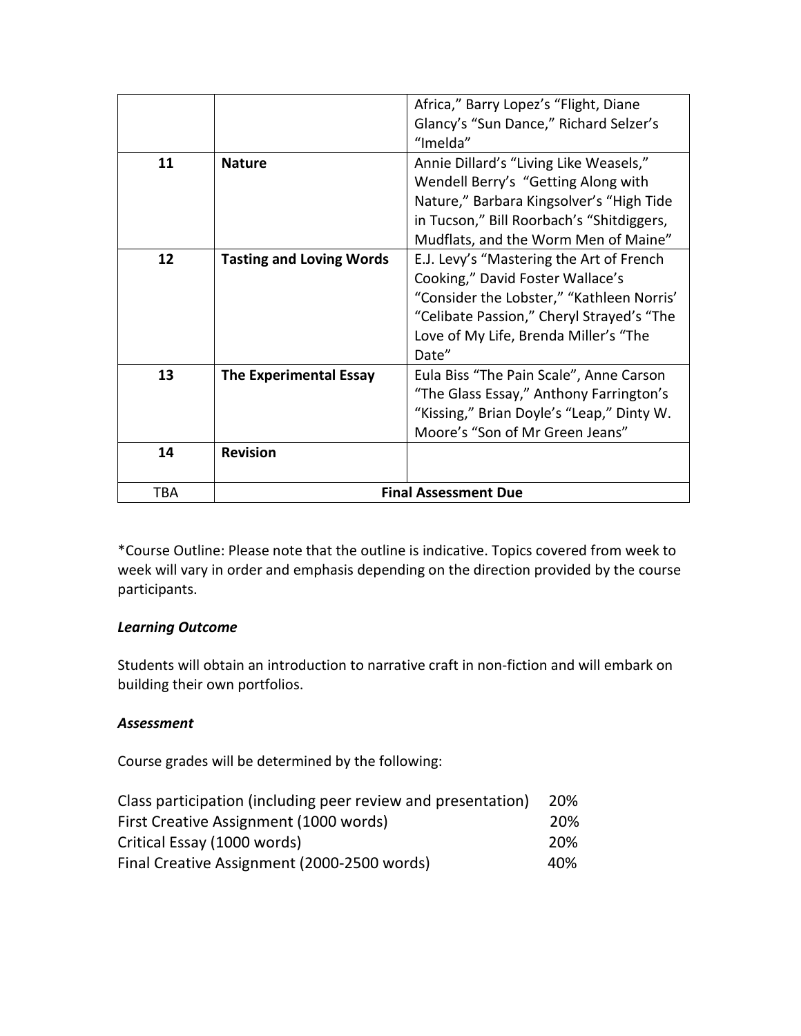| | | |
|---|---|---|
| | | Africa," Barry Lopez's "Flight, Diane Glancy's "Sun Dance," Richard Selzer's "Imelda" |
| **11** | **Nature** | Annie Dillard's "Living Like Weasels," Wendell Berry's "Getting Along with Nature," Barbara Kingsolver's "High Tide in Tucson," Bill Roorbach's "Shitdiggers, Mudflats, and the Worm Men of Maine" |
| **12** | **Tasting and Loving Words** | E.J. Levy's "Mastering the Art of French Cooking," David Foster Wallace's "Consider the Lobster," "Kathleen Norris' "Celibate Passion," Cheryl Strayed's "The Love of My Life, Brenda Miller's "The Date" |
| **13** | **The Experimental Essay** | Eula Biss "The Pain Scale", Anne Carson "The Glass Essay," Anthony Farrington's "Kissing," Brian Doyle's "Leap," Dinty W. Moore's "Son of Mr Green Jeans" |
| **14** | **Revision** | |
| TBA | **Final Assessment Due** | |

*Course Outline: Please note that the outline is indicative. Topics covered from week to week will vary in order and emphasis depending on the direction provided by the course participants.

***Learning Outcome***

Students will obtain an introduction to narrative craft in non-fiction and will embark on building their own portfolios.

***Assessment***

Course grades will be determined by the following:

| | |
|---|---|
| Class participation (including peer review and presentation) | 20% |
| First Creative Assignment (1000 words) | 20% |
| Critical Essay (1000 words) | 20% |
| Final Creative Assignment (2000-2500 words) | 40% |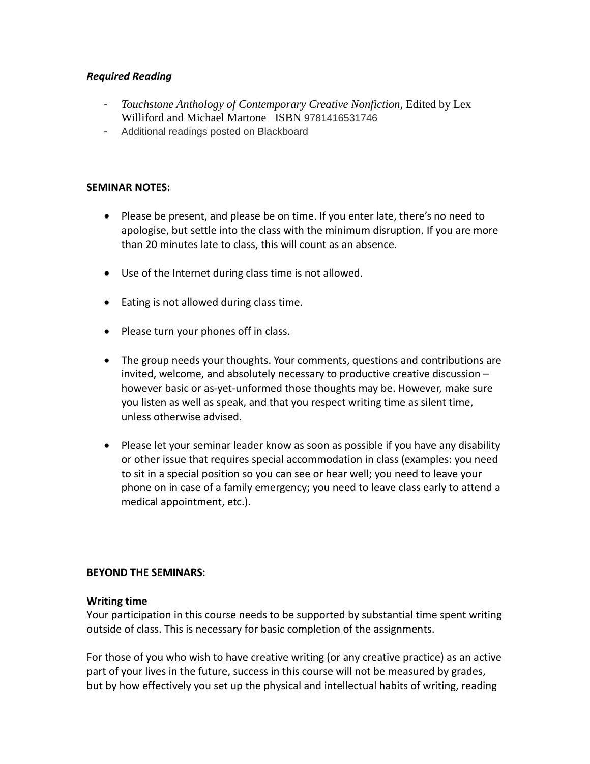***Required Reading***

- *Touchstone Anthology of Contemporary Creative Nonfiction*, Edited by Lex Williford and Michael Martone ISBN 9781416531746
- Additional readings posted on Blackboard

**SEMINAR NOTES:**

- Please be present, and please be on time. If you enter late, there's no need to apologise, but settle into the class with the minimum disruption. If you are more than 20 minutes late to class, this will count as an absence.
- Use of the Internet during class time is not allowed.
- Eating is not allowed during class time.
- Please turn your phones off in class.
- The group needs your thoughts. Your comments, questions and contributions are invited, welcome, and absolutely necessary to productive creative discussion – however basic or as-yet-unformed those thoughts may be. However, make sure you listen as well as speak, and that you respect writing time as silent time, unless otherwise advised.
- Please let your seminar leader know as soon as possible if you have any disability or other issue that requires special accommodation in class (examples: you need to sit in a special position so you can see or hear well; you need to leave your phone on in case of a family emergency; you need to leave class early to attend a medical appointment, etc.).

**BEYOND THE SEMINARS:**

**Writing time**

Your participation in this course needs to be supported by substantial time spent writing outside of class. This is necessary for basic completion of the assignments.

For those of you who wish to have creative writing (or any creative practice) as an active part of your lives in the future, success in this course will not be measured by grades, but by how effectively you set up the physical and intellectual habits of writing, reading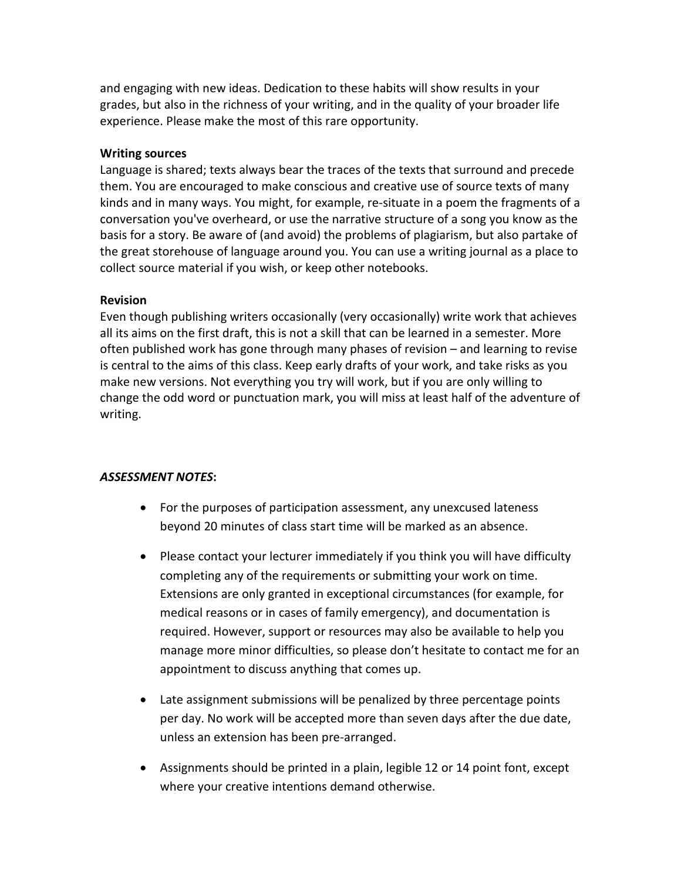and engaging with new ideas. Dedication to these habits will show results in your grades, but also in the richness of your writing, and in the quality of your broader life experience. Please make the most of this rare opportunity.

**Writing sources**

Language is shared; texts always bear the traces of the texts that surround and precede them. You are encouraged to make conscious and creative use of source texts of many kinds and in many ways. You might, for example, re-situate in a poem the fragments of a conversation you've overheard, or use the narrative structure of a song you know as the basis for a story. Be aware of (and avoid) the problems of plagiarism, but also partake of the great storehouse of language around you. You can use a writing journal as a place to collect source material if you wish, or keep other notebooks.

**Revision**

Even though publishing writers occasionally (very occasionally) write work that achieves all its aims on the first draft, this is not a skill that can be learned in a semester. More often published work has gone through many phases of revision – and learning to revise is central to the aims of this class. Keep early drafts of your work, and take risks as you make new versions. Not everything you try will work, but if you are only willing to change the odd word or punctuation mark, you will miss at least half of the adventure of writing.

***ASSESSMENT NOTES*:**

- For the purposes of participation assessment, any unexcused lateness beyond 20 minutes of class start time will be marked as an absence.
- Please contact your lecturer immediately if you think you will have difficulty completing any of the requirements or submitting your work on time. Extensions are only granted in exceptional circumstances (for example, for medical reasons or in cases of family emergency), and documentation is required. However, support or resources may also be available to help you manage more minor difficulties, so please don't hesitate to contact me for an appointment to discuss anything that comes up.
- Late assignment submissions will be penalized by three percentage points per day. No work will be accepted more than seven days after the due date, unless an extension has been pre-arranged.
- Assignments should be printed in a plain, legible 12 or 14 point font, except where your creative intentions demand otherwise.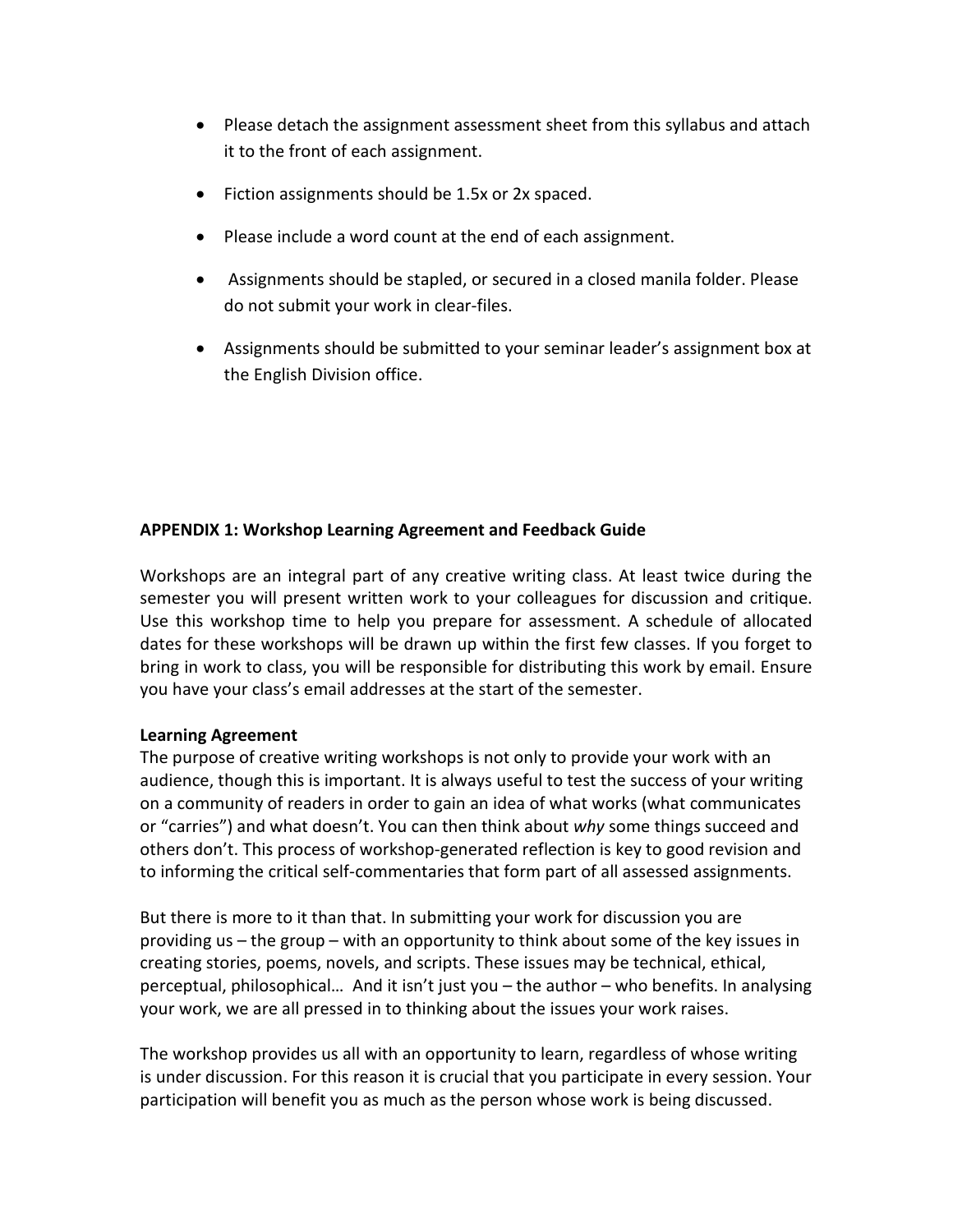- Please detach the assignment assessment sheet from this syllabus and attach it to the front of each assignment.
- Fiction assignments should be 1.5x or 2x spaced.
- Please include a word count at the end of each assignment.
- Assignments should be stapled, or secured in a closed manila folder. Please do not submit your work in clear-files.
- Assignments should be submitted to your seminar leader's assignment box at the English Division office.

**APPENDIX 1: Workshop Learning Agreement and Feedback Guide**

Workshops are an integral part of any creative writing class. At least twice during the semester you will present written work to your colleagues for discussion and critique. Use this workshop time to help you prepare for assessment. A schedule of allocated dates for these workshops will be drawn up within the first few classes. If you forget to bring in work to class, you will be responsible for distributing this work by email. Ensure you have your class's email addresses at the start of the semester.

**Learning Agreement**

The purpose of creative writing workshops is not only to provide your work with an audience, though this is important. It is always useful to test the success of your writing on a community of readers in order to gain an idea of what works (what communicates or "carries") and what doesn't. You can then think about *why* some things succeed and others don't. This process of workshop-generated reflection is key to good revision and to informing the critical self-commentaries that form part of all assessed assignments.

But there is more to it than that. In submitting your work for discussion you are providing us – the group – with an opportunity to think about some of the key issues in creating stories, poems, novels, and scripts. These issues may be technical, ethical, perceptual, philosophical… And it isn't just you – the author – who benefits. In analysing your work, we are all pressed in to thinking about the issues your work raises.

The workshop provides us all with an opportunity to learn, regardless of whose writing is under discussion. For this reason it is crucial that you participate in every session. Your participation will benefit you as much as the person whose work is being discussed.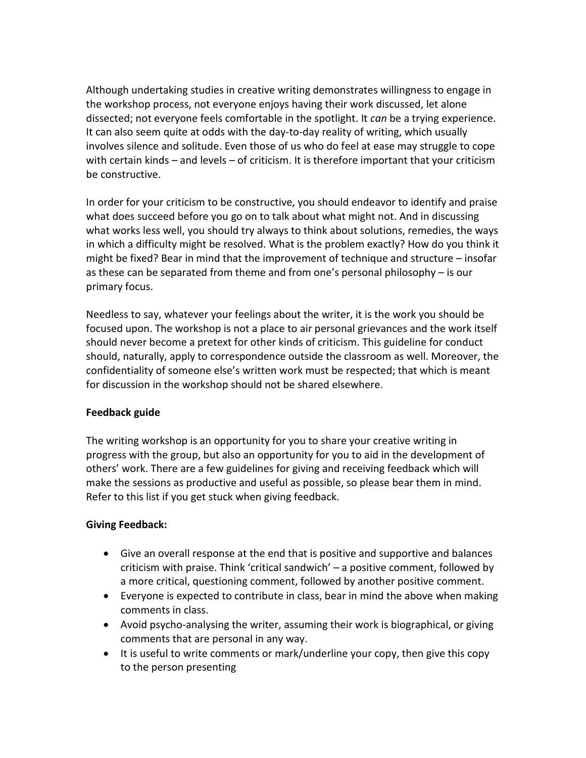Although undertaking studies in creative writing demonstrates willingness to engage in the workshop process, not everyone enjoys having their work discussed, let alone dissected; not everyone feels comfortable in the spotlight. It *can* be a trying experience. It can also seem quite at odds with the day-to-day reality of writing, which usually involves silence and solitude. Even those of us who do feel at ease may struggle to cope with certain kinds – and levels – of criticism. It is therefore important that your criticism be constructive.

In order for your criticism to be constructive, you should endeavor to identify and praise what does succeed before you go on to talk about what might not. And in discussing what works less well, you should try always to think about solutions, remedies, the ways in which a difficulty might be resolved. What is the problem exactly? How do you think it might be fixed? Bear in mind that the improvement of technique and structure – insofar as these can be separated from theme and from one's personal philosophy – is our primary focus.

Needless to say, whatever your feelings about the writer, it is the work you should be focused upon. The workshop is not a place to air personal grievances and the work itself should never become a pretext for other kinds of criticism. This guideline for conduct should, naturally, apply to correspondence outside the classroom as well. Moreover, the confidentiality of someone else's written work must be respected; that which is meant for discussion in the workshop should not be shared elsewhere.

**Feedback guide**

The writing workshop is an opportunity for you to share your creative writing in progress with the group, but also an opportunity for you to aid in the development of others' work. There are a few guidelines for giving and receiving feedback which will make the sessions as productive and useful as possible, so please bear them in mind. Refer to this list if you get stuck when giving feedback.

**Giving Feedback:**

- Give an overall response at the end that is positive and supportive and balances criticism with praise. Think 'critical sandwich' – a positive comment, followed by a more critical, questioning comment, followed by another positive comment.
- Everyone is expected to contribute in class, bear in mind the above when making comments in class.
- Avoid psycho-analysing the writer, assuming their work is biographical, or giving comments that are personal in any way.
- It is useful to write comments or mark/underline your copy, then give this copy to the person presenting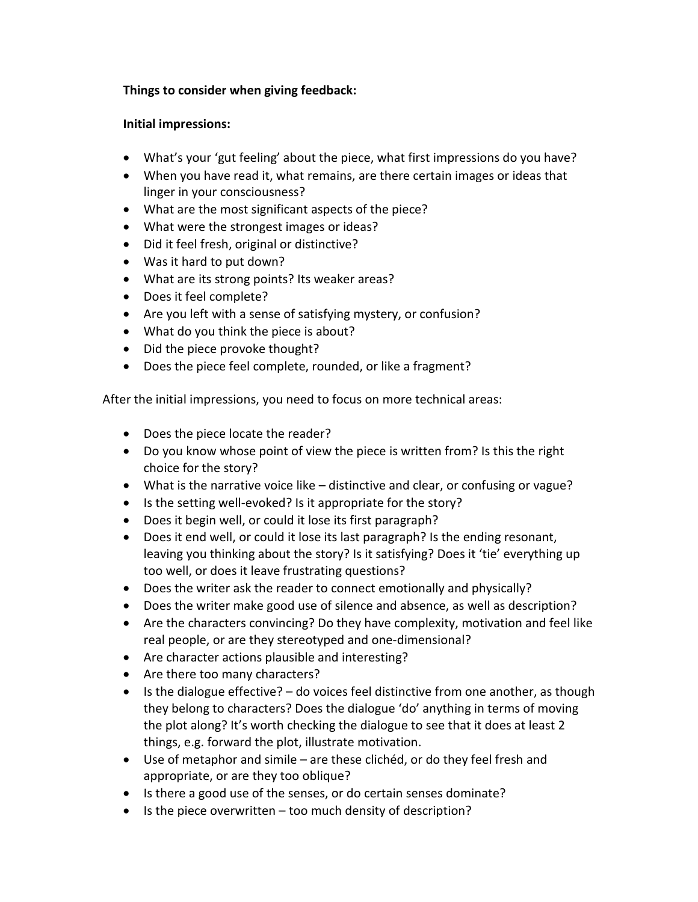**Things to consider when giving feedback:**

**Initial impressions:**

- What's your 'gut feeling' about the piece, what first impressions do you have?
- When you have read it, what remains, are there certain images or ideas that linger in your consciousness?
- What are the most significant aspects of the piece?
- What were the strongest images or ideas?
- Did it feel fresh, original or distinctive?
- Was it hard to put down?
- What are its strong points? Its weaker areas?
- Does it feel complete?
- Are you left with a sense of satisfying mystery, or confusion?
- What do you think the piece is about?
- Did the piece provoke thought?
- Does the piece feel complete, rounded, or like a fragment?

After the initial impressions, you need to focus on more technical areas:

- Does the piece locate the reader?
- Do you know whose point of view the piece is written from? Is this the right choice for the story?
- What is the narrative voice like – distinctive and clear, or confusing or vague?
- Is the setting well-evoked? Is it appropriate for the story?
- Does it begin well, or could it lose its first paragraph?
- Does it end well, or could it lose its last paragraph? Is the ending resonant, leaving you thinking about the story? Is it satisfying? Does it 'tie' everything up too well, or does it leave frustrating questions?
- Does the writer ask the reader to connect emotionally and physically?
- Does the writer make good use of silence and absence, as well as description?
- Are the characters convincing? Do they have complexity, motivation and feel like real people, or are they stereotyped and one-dimensional?
- Are character actions plausible and interesting?
- Are there too many characters?
- Is the dialogue effective? – do voices feel distinctive from one another, as though they belong to characters? Does the dialogue 'do' anything in terms of moving the plot along? It's worth checking the dialogue to see that it does at least 2 things, e.g. forward the plot, illustrate motivation.
- Use of metaphor and simile – are these clichéd, or do they feel fresh and appropriate, or are they too oblique?
- Is there a good use of the senses, or do certain senses dominate?
- Is the piece overwritten – too much density of description?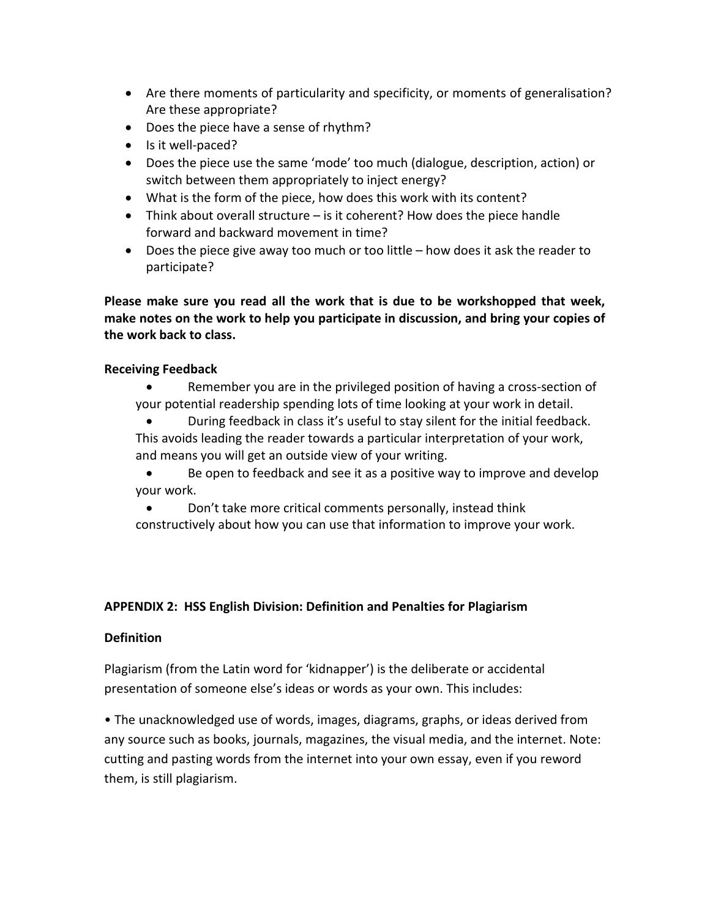- Are there moments of particularity and specificity, or moments of generalisation? Are these appropriate?
- Does the piece have a sense of rhythm?
- Is it well-paced?
- Does the piece use the same 'mode' too much (dialogue, description, action) or switch between them appropriately to inject energy?
- What is the form of the piece, how does this work with its content?
- Think about overall structure – is it coherent? How does the piece handle forward and backward movement in time?
- Does the piece give away too much or too little – how does it ask the reader to participate?

**Please make sure you read all the work that is due to be workshopped that week, make notes on the work to help you participate in discussion, and bring your copies of the work back to class.**

**Receiving Feedback**

- Remember you are in the privileged position of having a cross-section of your potential readership spending lots of time looking at your work in detail.
- During feedback in class it's useful to stay silent for the initial feedback. This avoids leading the reader towards a particular interpretation of your work, and means you will get an outside view of your writing.
- Be open to feedback and see it as a positive way to improve and develop your work.
- Don't take more critical comments personally, instead think constructively about how you can use that information to improve your work.

**APPENDIX 2: HSS English Division: Definition and Penalties for Plagiarism**

**Definition**

Plagiarism (from the Latin word for 'kidnapper') is the deliberate or accidental presentation of someone else's ideas or words as your own. This includes:

• The unacknowledged use of words, images, diagrams, graphs, or ideas derived from any source such as books, journals, magazines, the visual media, and the internet. Note: cutting and pasting words from the internet into your own essay, even if you reword them, is still plagiarism.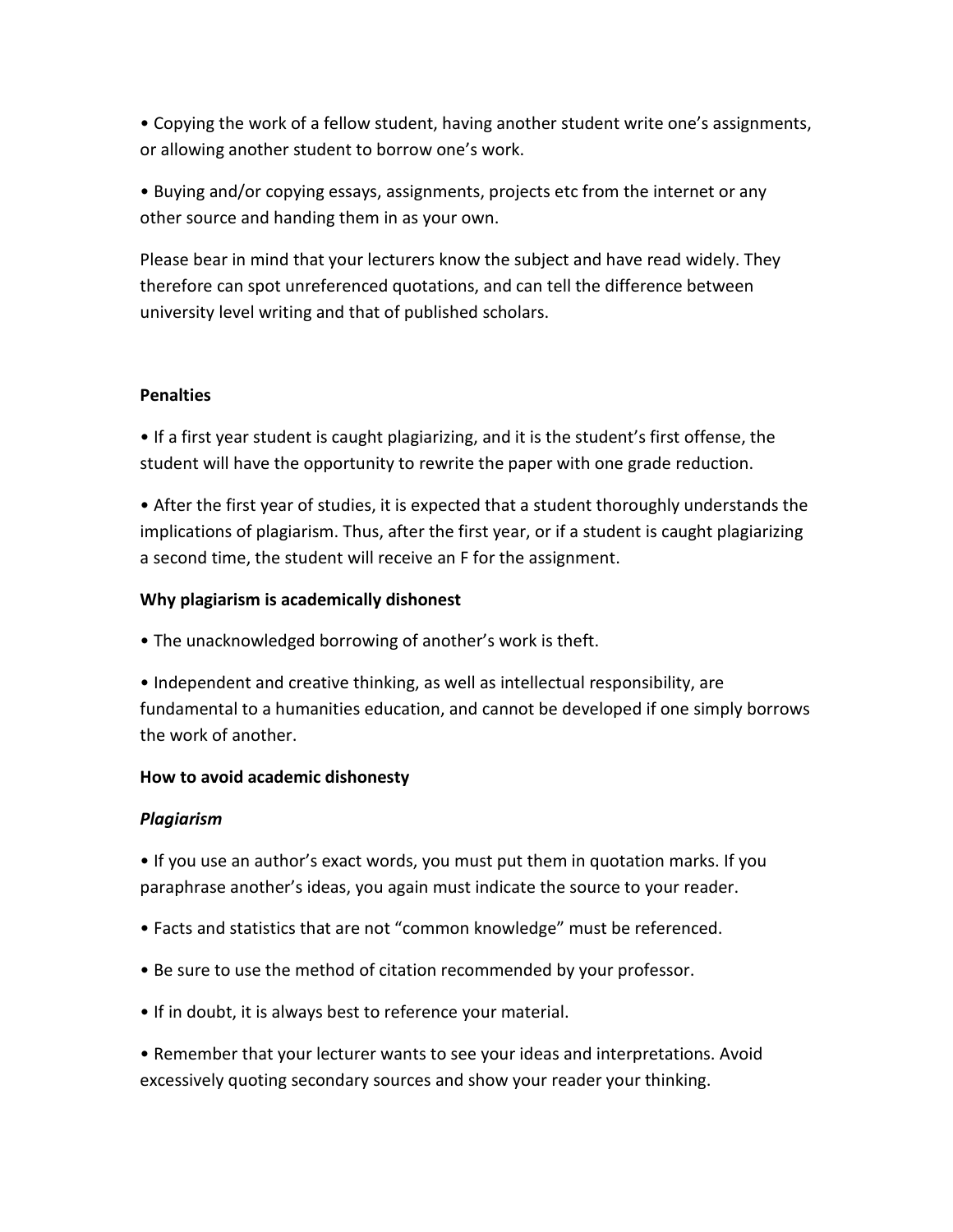• Copying the work of a fellow student, having another student write one's assignments, or allowing another student to borrow one's work.

• Buying and/or copying essays, assignments, projects etc from the internet or any other source and handing them in as your own.

Please bear in mind that your lecturers know the subject and have read widely. They therefore can spot unreferenced quotations, and can tell the difference between university level writing and that of published scholars.

**Penalties**

• If a first year student is caught plagiarizing, and it is the student's first offense, the student will have the opportunity to rewrite the paper with one grade reduction.

• After the first year of studies, it is expected that a student thoroughly understands the implications of plagiarism. Thus, after the first year, or if a student is caught plagiarizing a second time, the student will receive an F for the assignment.

**Why plagiarism is academically dishonest**

• The unacknowledged borrowing of another's work is theft.

• Independent and creative thinking, as well as intellectual responsibility, are fundamental to a humanities education, and cannot be developed if one simply borrows the work of another.

**How to avoid academic dishonesty**

***Plagiarism***

• If you use an author's exact words, you must put them in quotation marks. If you paraphrase another's ideas, you again must indicate the source to your reader.

• Facts and statistics that are not "common knowledge" must be referenced.

• Be sure to use the method of citation recommended by your professor.

• If in doubt, it is always best to reference your material.

• Remember that your lecturer wants to see your ideas and interpretations. Avoid excessively quoting secondary sources and show your reader your thinking.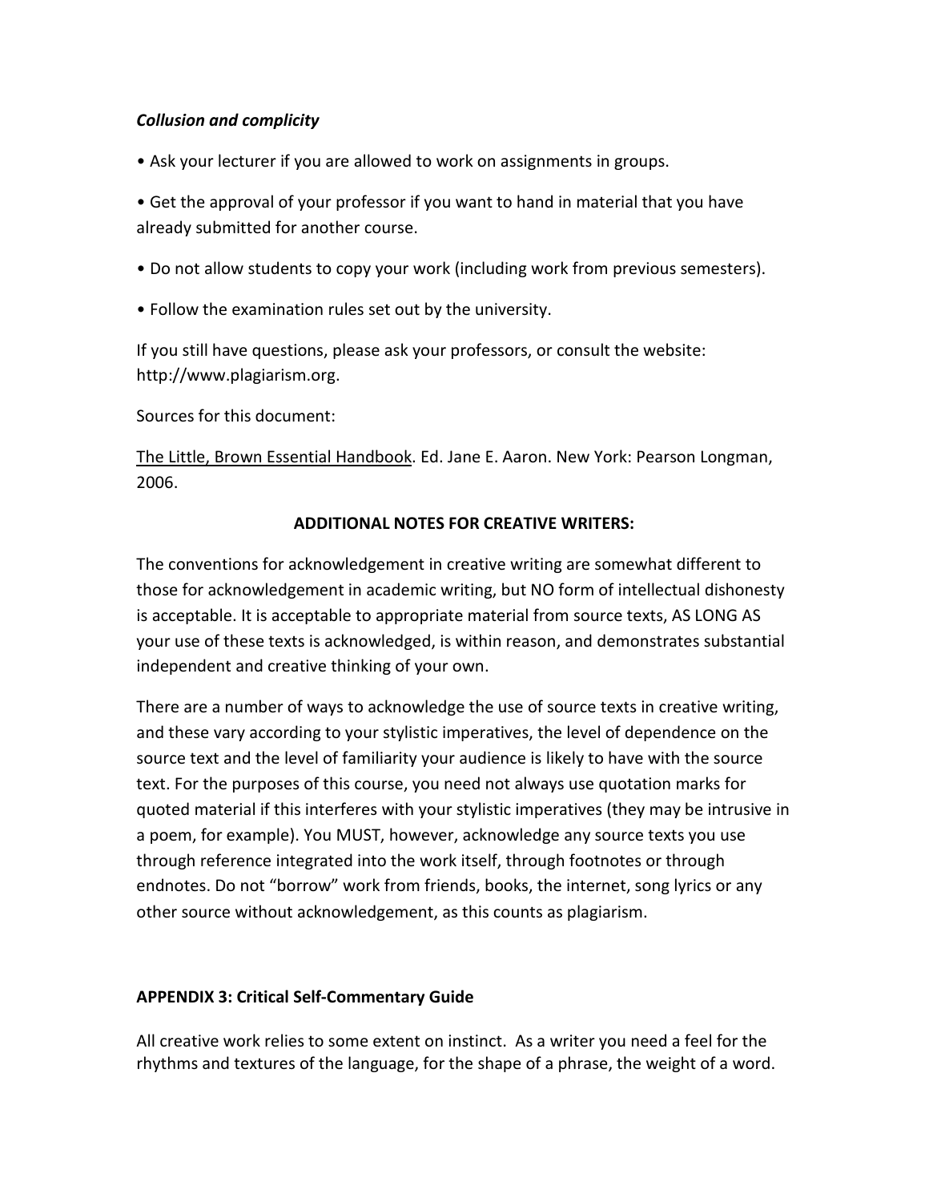***Collusion and complicity***

- Ask your lecturer if you are allowed to work on assignments in groups.

- Get the approval of your professor if you want to hand in material that you have already submitted for another course.

- Do not allow students to copy your work (including work from previous semesters).

- Follow the examination rules set out by the university.

If you still have questions, please ask your professors, or consult the website: http://www.plagiarism.org.

Sources for this document:

The Little, Brown Essential Handbook. Ed. Jane E. Aaron. New York: Pearson Longman, 2006.

**ADDITIONAL NOTES FOR CREATIVE WRITERS:**

The conventions for acknowledgement in creative writing are somewhat different to those for acknowledgement in academic writing, but NO form of intellectual dishonesty is acceptable. It is acceptable to appropriate material from source texts, AS LONG AS your use of these texts is acknowledged, is within reason, and demonstrates substantial independent and creative thinking of your own.

There are a number of ways to acknowledge the use of source texts in creative writing, and these vary according to your stylistic imperatives, the level of dependence on the source text and the level of familiarity your audience is likely to have with the source text. For the purposes of this course, you need not always use quotation marks for quoted material if this interferes with your stylistic imperatives (they may be intrusive in a poem, for example). You MUST, however, acknowledge any source texts you use through reference integrated into the work itself, through footnotes or through endnotes. Do not "borrow" work from friends, books, the internet, song lyrics or any other source without acknowledgement, as this counts as plagiarism.

**APPENDIX 3: Critical Self-Commentary Guide**

All creative work relies to some extent on instinct. As a writer you need a feel for the rhythms and textures of the language, for the shape of a phrase, the weight of a word.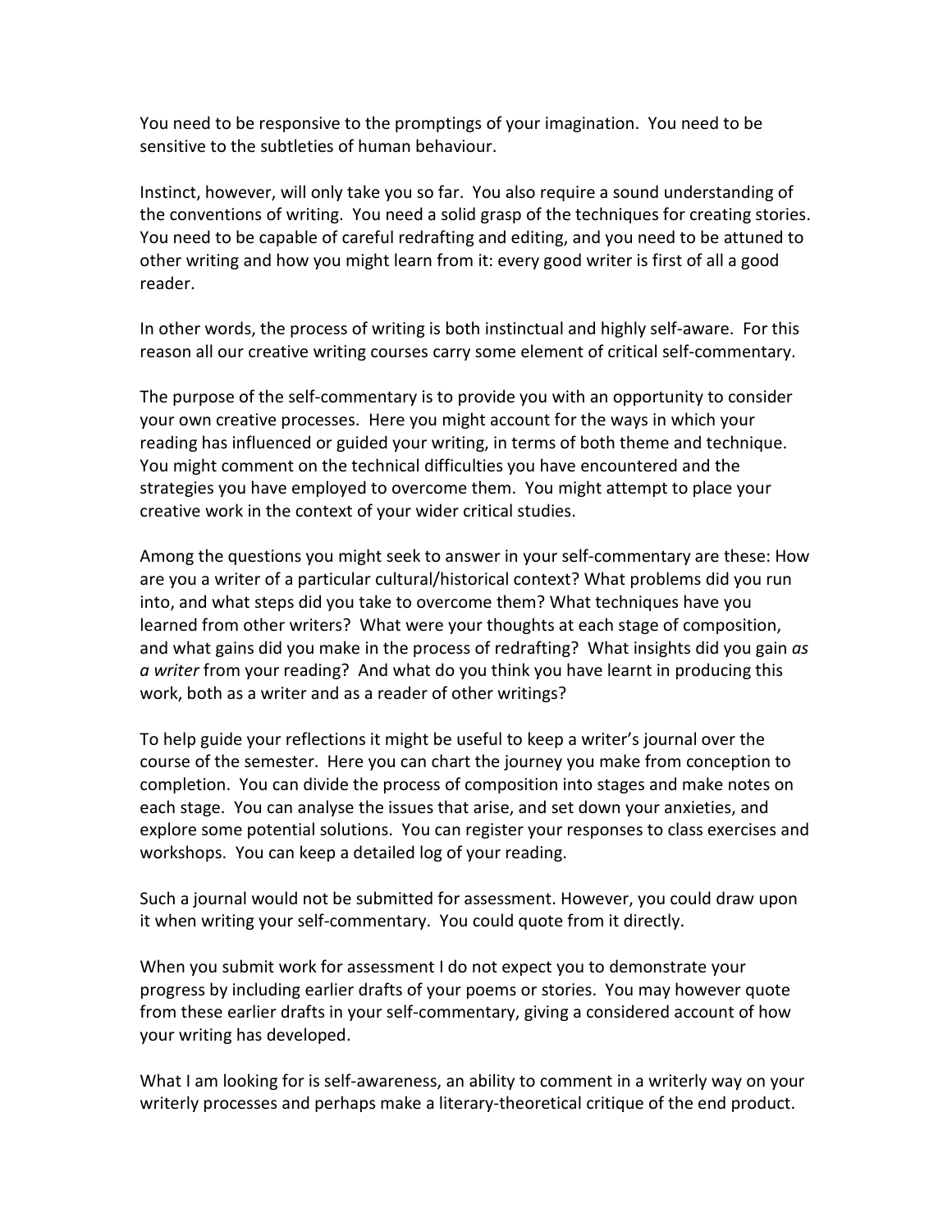You need to be responsive to the promptings of your imagination. You need to be sensitive to the subtleties of human behaviour.

Instinct, however, will only take you so far. You also require a sound understanding of the conventions of writing. You need a solid grasp of the techniques for creating stories. You need to be capable of careful redrafting and editing, and you need to be attuned to other writing and how you might learn from it: every good writer is first of all a good reader.

In other words, the process of writing is both instinctual and highly self-aware. For this reason all our creative writing courses carry some element of critical self-commentary.

The purpose of the self-commentary is to provide you with an opportunity to consider your own creative processes. Here you might account for the ways in which your reading has influenced or guided your writing, in terms of both theme and technique. You might comment on the technical difficulties you have encountered and the strategies you have employed to overcome them. You might attempt to place your creative work in the context of your wider critical studies.

Among the questions you might seek to answer in your self-commentary are these: How are you a writer of a particular cultural/historical context? What problems did you run into, and what steps did you take to overcome them? What techniques have you learned from other writers? What were your thoughts at each stage of composition, and what gains did you make in the process of redrafting? What insights did you gain *as a writer* from your reading? And what do you think you have learnt in producing this work, both as a writer and as a reader of other writings?

To help guide your reflections it might be useful to keep a writer's journal over the course of the semester. Here you can chart the journey you make from conception to completion. You can divide the process of composition into stages and make notes on each stage. You can analyse the issues that arise, and set down your anxieties, and explore some potential solutions. You can register your responses to class exercises and workshops. You can keep a detailed log of your reading.

Such a journal would not be submitted for assessment. However, you could draw upon it when writing your self-commentary. You could quote from it directly.

When you submit work for assessment I do not expect you to demonstrate your progress by including earlier drafts of your poems or stories. You may however quote from these earlier drafts in your self-commentary, giving a considered account of how your writing has developed.

What I am looking for is self-awareness, an ability to comment in a writerly way on your writerly processes and perhaps make a literary-theoretical critique of the end product.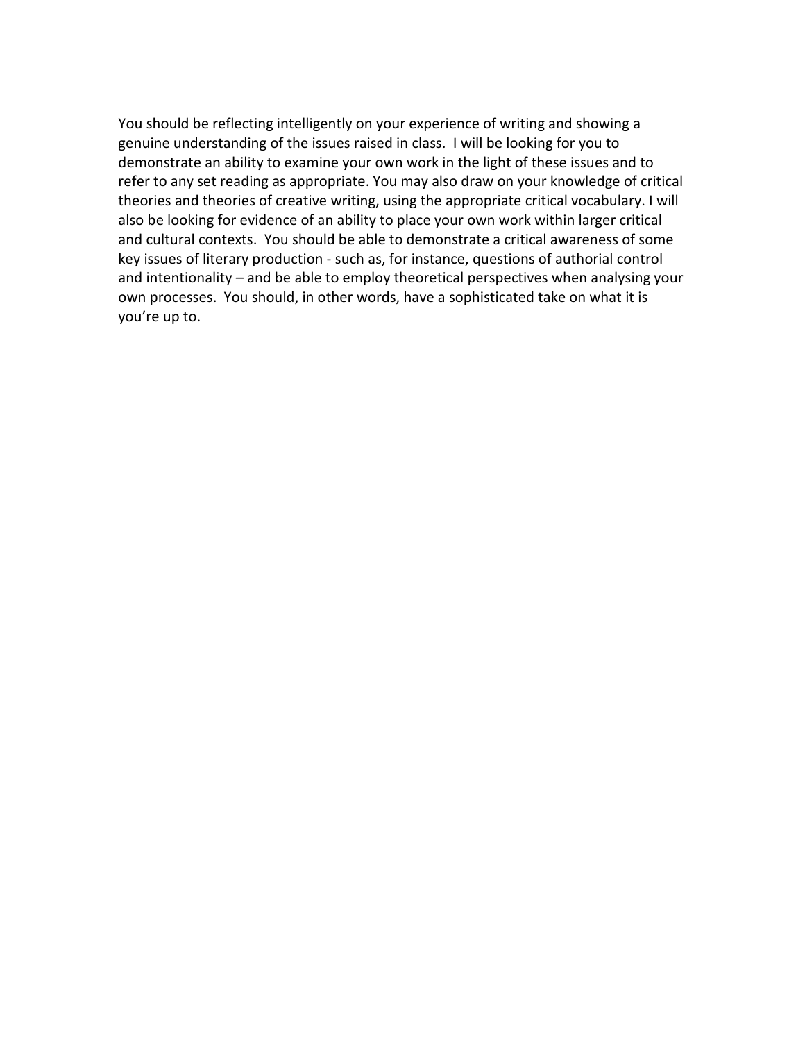You should be reflecting intelligently on your experience of writing and showing a genuine understanding of the issues raised in class. I will be looking for you to demonstrate an ability to examine your own work in the light of these issues and to refer to any set reading as appropriate. You may also draw on your knowledge of critical theories and theories of creative writing, using the appropriate critical vocabulary. I will also be looking for evidence of an ability to place your own work within larger critical and cultural contexts. You should be able to demonstrate a critical awareness of some key issues of literary production - such as, for instance, questions of authorial control and intentionality – and be able to employ theoretical perspectives when analysing your own processes. You should, in other words, have a sophisticated take on what it is you're up to.